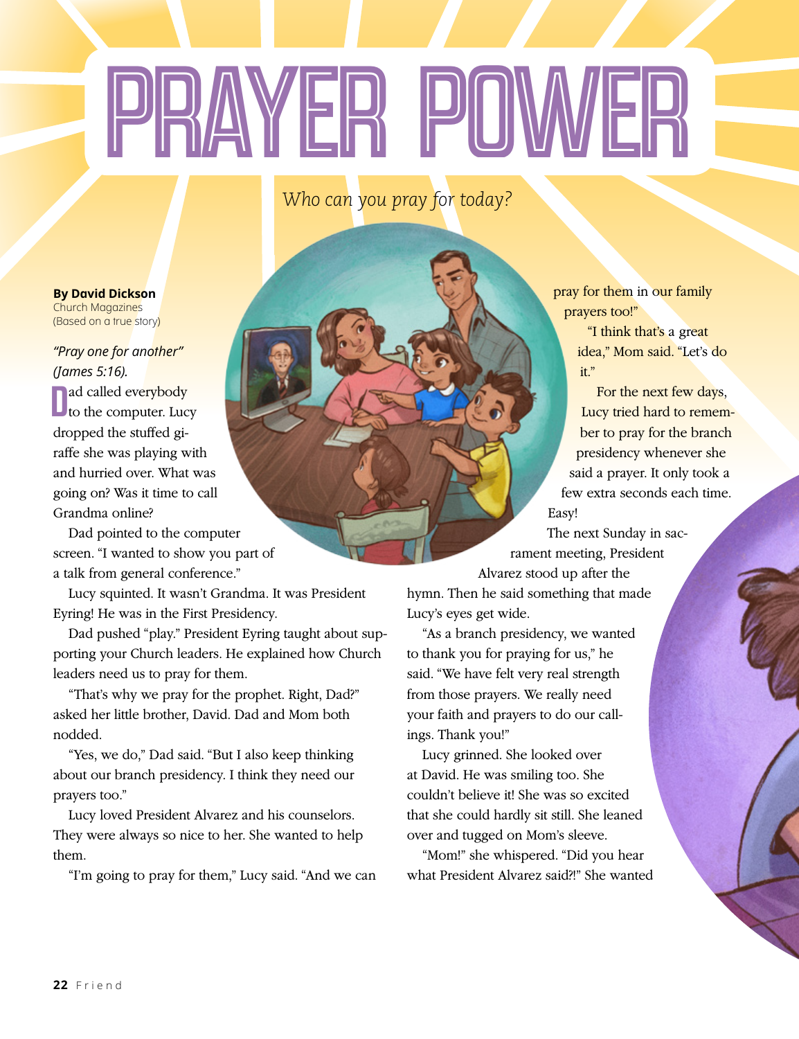# PRAYER POWER

*Who can you pray for today?*

**By David Dickson**
Church Magazines
(Based on a true story)

*"Pray one for another" (James 5:16).*

Dad called everybody to the computer. Lucy dropped the stuffed giraffe she was playing with and hurried over. What was going on? Was it time to call Grandma online?

Dad pointed to the computer screen. "I wanted to show you part of a talk from general conference."

Lucy squinted. It wasn't Grandma. It was President Eyring! He was in the First Presidency.

Dad pushed "play." President Eyring taught about supporting your Church leaders. He explained how Church leaders need us to pray for them.

"That's why we pray for the prophet. Right, Dad?" asked her little brother, David. Dad and Mom both nodded.

"Yes, we do," Dad said. "But I also keep thinking about our branch presidency. I think they need our prayers too."

Lucy loved President Alvarez and his counselors. They were always so nice to her. She wanted to help them.

"I'm going to pray for them," Lucy said. "And we can pray for them in our family prayers too!"

"I think that's a great idea," Mom said. "Let's do it."

For the next few days, Lucy tried hard to remember to pray for the branch presidency whenever she said a prayer. It only took a few extra seconds each time. Easy!

The next Sunday in sacrament meeting, President Alvarez stood up after the hymn. Then he said something that made Lucy's eyes get wide.

"As a branch presidency, we wanted to thank you for praying for us," he said. "We have felt very real strength from those prayers. We really need your faith and prayers to do our callings. Thank you!"

Lucy grinned. She looked over at David. He was smiling too. She couldn't believe it! She was so excited that she could hardly sit still. She leaned over and tugged on Mom's sleeve.

"Mom!" she whispered. "Did you hear what President Alvarez said?!" She wanted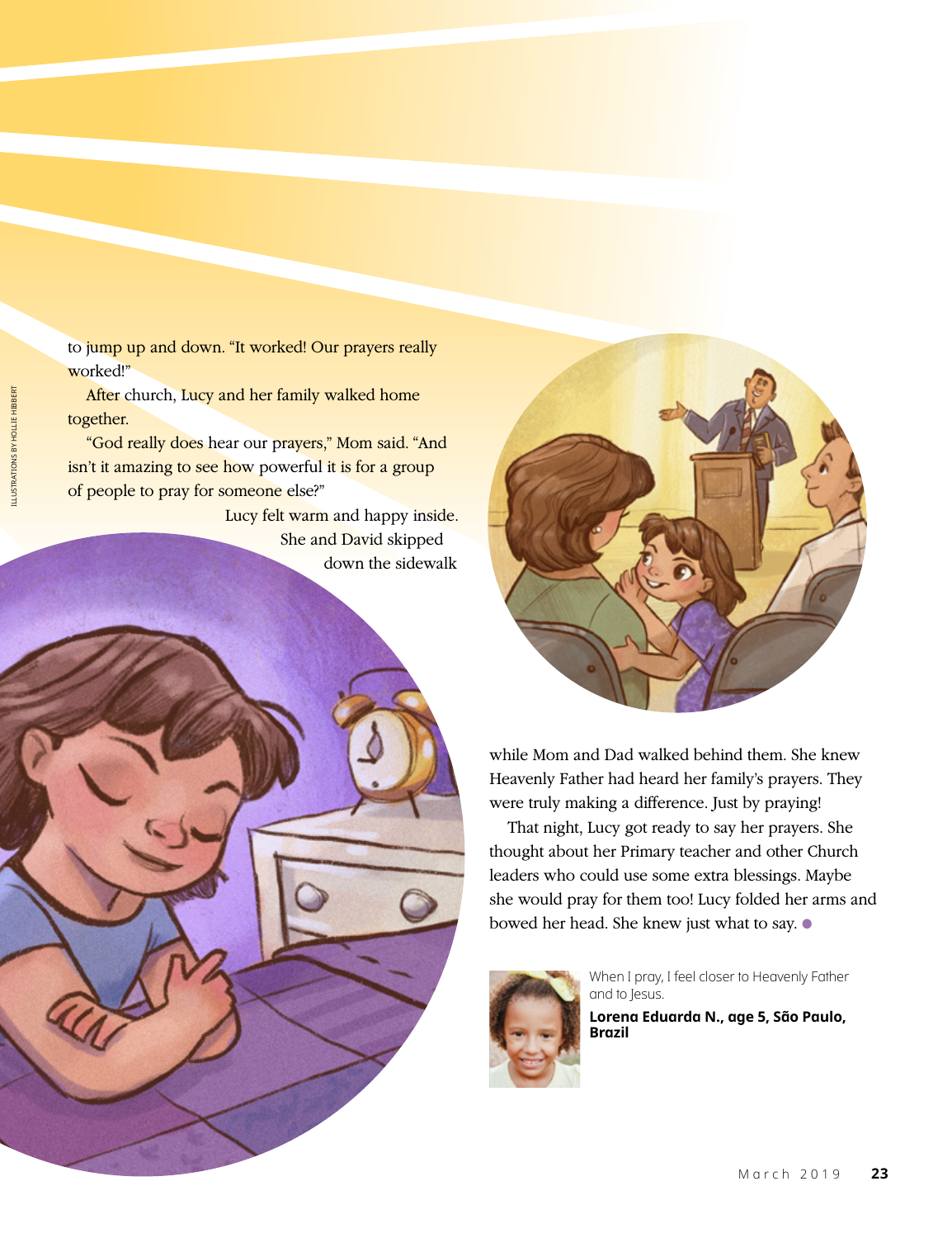to jump up and down. "It worked! Our prayers really worked!"

After church, Lucy and her family walked home together.

"God really does hear our prayers," Mom said. "And isn't it amazing to see how powerful it is for a group of people to pray for someone else?"

Lucy felt warm and happy inside. She and David skipped down the sidewalk while Mom and Dad walked behind them. She knew Heavenly Father had heard her family's prayers. They were truly making a difference. Just by praying!

That night, Lucy got ready to say her prayers. She thought about her Primary teacher and other Church leaders who could use some extra blessings. Maybe she would pray for them too! Lucy folded her arms and bowed her head. She knew just what to say. ●

When I pray, I feel closer to Heavenly Father and to Jesus.

**Lorena Eduarda N., age 5, São Paulo, Brazil**

ILLUSTRATIONS BY HOLLIE HIBBERT